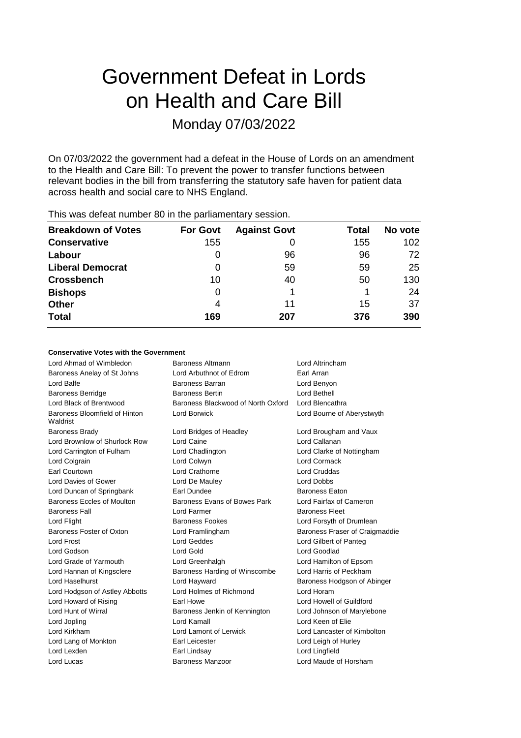# Government Defeat in Lords on Health and Care Bill

Monday 07/03/2022

On 07/03/2022 the government had a defeat in the House of Lords on an amendment to the Health and Care Bill: To prevent the power to transfer functions between relevant bodies in the bill from transferring the statutory safe haven for patient data across health and social care to NHS England.

This was defeat number 80 in the parliamentary session.

| Breakdown of Votes | For Govt | Against Govt | Total | No vote |
|---|---|---|---|---|
| **Conservative** | 155 | 0 | 155 | 102 |
| **Labour** | 0 | 96 | 96 | 72 |
| **Liberal Democrat** | 0 | 59 | 59 | 25 |
| **Crossbench** | 10 | 40 | 50 | 130 |
| **Bishops** | 0 | 1 | 1 | 24 |
| **Other** | 4 | 11 | 15 | 37 |
| **Total** | **169** | **207** | **376** | **390** |

**Conservative Votes with the Government**

| | | |
|---|---|---|
| Lord Ahmad of Wimbledon | Baroness Altmann | Lord Altrincham |
| Baroness Anelay of St Johns | Lord Arbuthnot of Edrom | Earl Arran |
| Lord Balfe | Baroness Barran | Lord Benyon |
| Baroness Berridge | Baroness Bertin | Lord Bethell |
| Lord Black of Brentwood | Baroness Blackwood of North Oxford | Lord Blencathra |
| Baroness Bloomfield of Hinton Waldrist | Lord Borwick | Lord Bourne of Aberystwyth |
| Baroness Brady | Lord Bridges of Headley | Lord Brougham and Vaux |
| Lord Brownlow of Shurlock Row | Lord Caine | Lord Callanan |
| Lord Carrington of Fulham | Lord Chadlington | Lord Clarke of Nottingham |
| Lord Colgrain | Lord Colwyn | Lord Cormack |
| Earl Courtown | Lord Crathorne | Lord Cruddas |
| Lord Davies of Gower | Lord De Mauley | Lord Dobbs |
| Lord Duncan of Springbank | Earl Dundee | Baroness Eaton |
| Baroness Eccles of Moulton | Baroness Evans of Bowes Park | Lord Fairfax of Cameron |
| Baroness Fall | Lord Farmer | Baroness Fleet |
| Lord Flight | Baroness Fookes | Lord Forsyth of Drumlean |
| Baroness Foster of Oxton | Lord Framlingham | Baroness Fraser of Craigmaddie |
| Lord Frost | Lord Geddes | Lord Gilbert of Panteg |
| Lord Godson | Lord Gold | Lord Goodlad |
| Lord Grade of Yarmouth | Lord Greenhalgh | Lord Hamilton of Epsom |
| Lord Hannan of Kingsclere | Baroness Harding of Winscombe | Lord Harris of Peckham |
| Lord Haselhurst | Lord Hayward | Baroness Hodgson of Abinger |
| Lord Hodgson of Astley Abbotts | Lord Holmes of Richmond | Lord Horam |
| Lord Howard of Rising | Earl Howe | Lord Howell of Guildford |
| Lord Hunt of Wirral | Baroness Jenkin of Kennington | Lord Johnson of Marylebone |
| Lord Jopling | Lord Kamall | Lord Keen of Elie |
| Lord Kirkham | Lord Lamont of Lerwick | Lord Lancaster of Kimbolton |
| Lord Lang of Monkton | Earl Leicester | Lord Leigh of Hurley |
| Lord Lexden | Earl Lindsay | Lord Lingfield |
| Lord Lucas | Baroness Manzoor | Lord Maude of Horsham |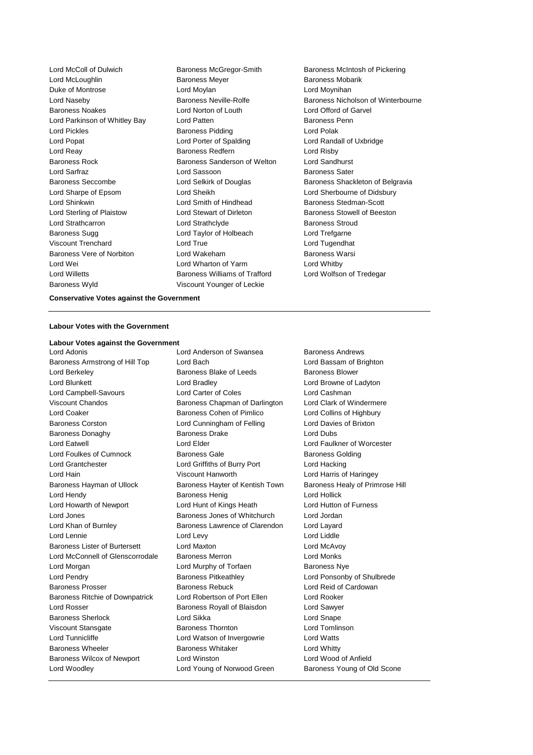Lord McColl of Dulwich, Baroness McGregor-Smith, Baroness McIntosh of Pickering, Lord McLoughlin, Baroness Meyer, Baroness Mobarik, Duke of Montrose, Lord Moylan, Lord Moynihan, Lord Naseby, Baroness Neville-Rolfe, Baroness Nicholson of Winterbourne, Baroness Noakes, Lord Norton of Louth, Lord Offord of Garvel, Lord Parkinson of Whitley Bay, Lord Patten, Baroness Penn, Lord Pickles, Baroness Pidding, Lord Polak, Lord Popat, Lord Porter of Spalding, Lord Randall of Uxbridge, Lord Reay, Baroness Redfern, Lord Risby, Baroness Rock, Baroness Sanderson of Welton, Lord Sandhurst, Lord Sarfraz, Lord Sassoon, Baroness Sater, Baroness Seccombe, Lord Selkirk of Douglas, Baroness Shackleton of Belgravia, Lord Sharpe of Epsom, Lord Sheikh, Lord Sherbourne of Didsbury, Lord Shinkwin, Lord Smith of Hindhead, Baroness Stedman-Scott, Lord Sterling of Plaistow, Lord Stewart of Dirleton, Baroness Stowell of Beeston, Lord Strathcarron, Lord Strathclyde, Baroness Stroud, Baroness Sugg, Lord Taylor of Holbeach, Lord Trefgarne, Viscount Trenchard, Lord True, Lord Tugendhat, Baroness Vere of Norbiton, Lord Wakeham, Baroness Warsi, Lord Wei, Lord Wharton of Yarm, Lord Whitby, Lord Willetts, Baroness Williams of Trafford, Lord Wolfson of Tredegar, Baroness Wyld, Viscount Younger of Leckie

**Conservative Votes against the Government**

---

**Labour Votes with the Government**

**Labour Votes against the Government**

Lord Adonis, Lord Anderson of Swansea, Baroness Andrews, Baroness Armstrong of Hill Top, Lord Bach, Lord Bassam of Brighton, Lord Berkeley, Baroness Blake of Leeds, Baroness Blower, Lord Blunkett, Lord Bradley, Lord Browne of Ladyton, Lord Campbell-Savours, Lord Carter of Coles, Lord Cashman, Viscount Chandos, Baroness Chapman of Darlington, Lord Clark of Windermere, Lord Coaker, Baroness Cohen of Pimlico, Lord Collins of Highbury, Baroness Corston, Lord Cunningham of Felling, Lord Davies of Brixton, Baroness Donaghy, Baroness Drake, Lord Dubs, Lord Eatwell, Lord Elder, Lord Faulkner of Worcester, Lord Foulkes of Cumnock, Baroness Gale, Baroness Golding, Lord Grantchester, Lord Griffiths of Burry Port, Lord Hacking, Lord Hain, Viscount Hanworth, Lord Harris of Haringey, Baroness Hayman of Ullock, Baroness Hayter of Kentish Town, Baroness Healy of Primrose Hill, Lord Hendy, Baroness Henig, Lord Hollick, Lord Howarth of Newport, Lord Hunt of Kings Heath, Lord Hutton of Furness, Lord Jones, Baroness Jones of Whitchurch, Lord Jordan, Lord Khan of Burnley, Baroness Lawrence of Clarendon, Lord Layard, Lord Lennie, Lord Levy, Lord Liddle, Baroness Lister of Burtersett, Lord Maxton, Lord McAvoy, Lord McConnell of Glenscorrodale, Baroness Merron, Lord Monks, Lord Morgan, Lord Murphy of Torfaen, Baroness Nye, Lord Pendry, Baroness Pitkeathley, Lord Ponsonby of Shulbrede, Baroness Prosser, Baroness Rebuck, Lord Reid of Cardowan, Baroness Ritchie of Downpatrick, Lord Robertson of Port Ellen, Lord Rooker, Lord Rosser, Baroness Royall of Blaisdon, Lord Sawyer, Baroness Sherlock, Lord Sikka, Lord Snape, Viscount Stansgate, Baroness Thornton, Lord Tomlinson, Lord Tunnicliffe, Lord Watson of Invergowrie, Lord Watts, Baroness Wheeler, Baroness Whitaker, Lord Whitty, Baroness Wilcox of Newport, Lord Winston, Lord Wood of Anfield, Lord Woodley, Lord Young of Norwood Green, Baroness Young of Old Scone

---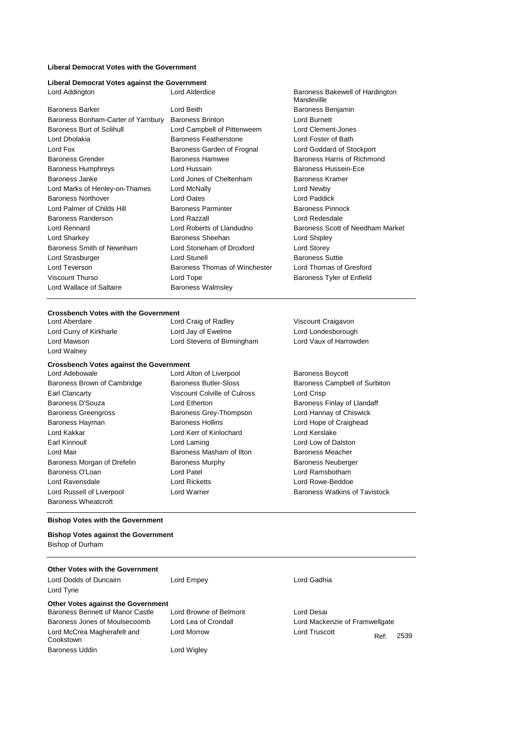**Liberal Democrat Votes with the Government**

**Liberal Democrat Votes against the Government**

| | | |
|---|---|---|
| Lord Addington | Lord Alderdice | Baroness Bakewell of Hardington Mandeville |
| Baroness Barker | Lord Beith | Baroness Benjamin |
| Baroness Bonham-Carter of Yarnbury | Baroness Brinton | Lord Burnett |
| Baroness Burt of Solihull | Lord Campbell of Pittenweem | Lord Clement-Jones |
| Lord Dholakia | Baroness Featherstone | Lord Foster of Bath |
| Lord Fox | Baroness Garden of Frognal | Lord Goddard of Stockport |
| Baroness Grender | Baroness Hamwee | Baroness Harris of Richmond |
| Baroness Humphreys | Lord Hussain | Baroness Hussein-Ece |
| Baroness Janke | Lord Jones of Cheltenham | Baroness Kramer |
| Lord Marks of Henley-on-Thames | Lord McNally | Lord Newby |
| Baroness Northover | Lord Oates | Lord Paddick |
| Lord Palmer of Childs Hill | Baroness Parminter | Baroness Pinnock |
| Baroness Randerson | Lord Razzall | Lord Redesdale |
| Lord Rennard | Lord Roberts of Llandudno | Baroness Scott of Needham Market |
| Lord Sharkey | Baroness Sheehan | Lord Shipley |
| Baroness Smith of Newnham | Lord Stoneham of Droxford | Lord Storey |
| Lord Strasburger | Lord Stunell | Baroness Suttie |
| Lord Teverson | Baroness Thomas of Winchester | Lord Thomas of Gresford |
| Viscount Thurso | Lord Tope | Baroness Tyler of Enfield |
| Lord Wallace of Saltaire | Baroness Walmsley | |

**Crossbench Votes with the Government**

| | | |
|---|---|---|
| Lord Aberdare | Lord Craig of Radley | Viscount Craigavon |
| Lord Curry of Kirkharle | Lord Jay of Ewelme | Lord Londesborough |
| Lord Mawson | Lord Stevens of Birmingham | Lord Vaux of Harrowden |
| Lord Walney | | |

**Crossbench Votes against the Government**

| | | |
|---|---|---|
| Lord Adebowale | Lord Alton of Liverpool | Baroness Boycott |
| Baroness Brown of Cambridge | Baroness Butler-Sloss | Baroness Campbell of Surbiton |
| Earl Clancarty | Viscount Colville of Culross | Lord Crisp |
| Baroness D'Souza | Lord Etherton | Baroness Finlay of Llandaff |
| Baroness Greengross | Baroness Grey-Thompson | Lord Hannay of Chiswick |
| Baroness Hayman | Baroness Hollins | Lord Hope of Craighead |
| Lord Kakkar | Lord Kerr of Kinlochard | Lord Kerslake |
| Earl Kinnoull | Lord Laming | Lord Low of Dalston |
| Lord Mair | Baroness Masham of Ilton | Baroness Meacher |
| Baroness Morgan of Drefelin | Baroness Murphy | Baroness Neuberger |
| Baroness O'Loan | Lord Patel | Lord Ramsbotham |
| Lord Ravensdale | Lord Ricketts | Lord Rowe-Beddoe |
| Lord Russell of Liverpool | Lord Warner | Baroness Watkins of Tavistock |
| Baroness Wheatcroft | | |

**Bishop Votes with the Government**

**Bishop Votes against the Government**

Bishop of Durham

**Other Votes with the Government**

| | | |
|---|---|---|
| Lord Dodds of Duncairn | Lord Empey | Lord Gadhia |
| Lord Tyrie | | |

**Other Votes against the Government**

| | | |
|---|---|---|
| Baroness Bennett of Manor Castle | Lord Browne of Belmont | Lord Desai |
| Baroness Jones of Moulsecoomb | Lord Lea of Crondall | Lord Mackenzie of Framwellgate |
| Lord McCrea Magherafelt and Cookstown | Lord Morrow | Lord Truscott |
| Baroness Uddin | Lord Wigley | |

Ref: 2539